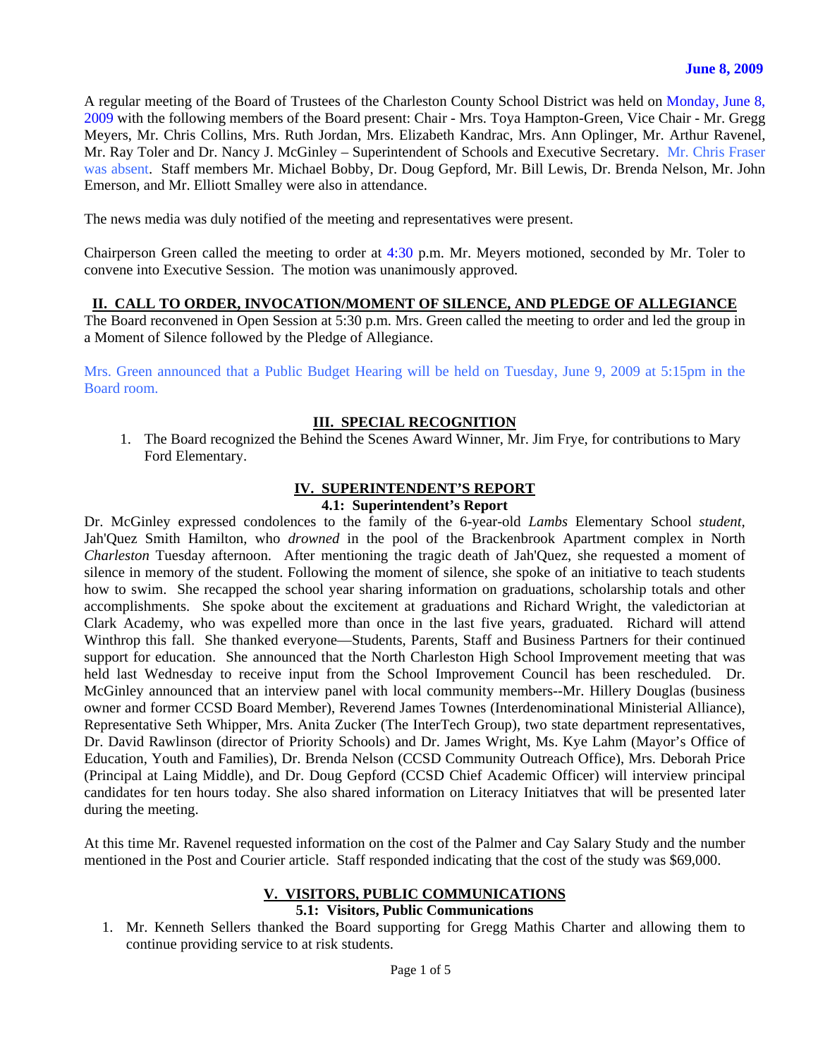**June 8, 2009**

A regular meeting of the Board of Trustees of the Charleston County School District was held on Monday, June 8, 2009 with the following members of the Board present: Chair - Mrs. Toya Hampton-Green, Vice Chair - Mr. Gregg Meyers, Mr. Chris Collins, Mrs. Ruth Jordan, Mrs. Elizabeth Kandrac, Mrs. Ann Oplinger, Mr. Arthur Ravenel, Mr. Ray Toler and Dr. Nancy J. McGinley – Superintendent of Schools and Executive Secretary. Mr. Chris Fraser was absent. Staff members Mr. Michael Bobby, Dr. Doug Gepford, Mr. Bill Lewis, Dr. Brenda Nelson, Mr. John Emerson, and Mr. Elliott Smalley were also in attendance.

The news media was duly notified of the meeting and representatives were present.

Chairperson Green called the meeting to order at 4:30 p.m. Mr. Meyers motioned, seconded by Mr. Toler to convene into Executive Session. The motion was unanimously approved.

## II. CALL TO ORDER, INVOCATION/MOMENT OF SILENCE, AND PLEDGE OF ALLEGIANCE

The Board reconvened in Open Session at 5:30 p.m. Mrs. Green called the meeting to order and led the group in a Moment of Silence followed by the Pledge of Allegiance.

Mrs. Green announced that a Public Budget Hearing will be held on Tuesday, June 9, 2009 at 5:15pm in the Board room.

## III. SPECIAL RECOGNITION

1. The Board recognized the Behind the Scenes Award Winner, Mr. Jim Frye, for contributions to Mary Ford Elementary.

## IV. SUPERINTENDENT'S REPORT

### 4.1: Superintendent's Report

Dr. McGinley expressed condolences to the family of the 6-year-old *Lambs* Elementary School *student*, Jah'Quez Smith Hamilton, who *drowned* in the pool of the Brackenbrook Apartment complex in North *Charleston* Tuesday afternoon. After mentioning the tragic death of Jah'Quez, she requested a moment of silence in memory of the student. Following the moment of silence, she spoke of an initiative to teach students how to swim. She recapped the school year sharing information on graduations, scholarship totals and other accomplishments. She spoke about the excitement at graduations and Richard Wright, the valedictorian at Clark Academy, who was expelled more than once in the last five years, graduated. Richard will attend Winthrop this fall. She thanked everyone—Students, Parents, Staff and Business Partners for their continued support for education. She announced that the North Charleston High School Improvement meeting that was held last Wednesday to receive input from the School Improvement Council has been rescheduled. Dr. McGinley announced that an interview panel with local community members--Mr. Hillery Douglas (business owner and former CCSD Board Member), Reverend James Townes (Interdenominational Ministerial Alliance), Representative Seth Whipper, Mrs. Anita Zucker (The InterTech Group), two state department representatives, Dr. David Rawlinson (director of Priority Schools) and Dr. James Wright, Ms. Kye Lahm (Mayor's Office of Education, Youth and Families), Dr. Brenda Nelson (CCSD Community Outreach Office), Mrs. Deborah Price (Principal at Laing Middle), and Dr. Doug Gepford (CCSD Chief Academic Officer) will interview principal candidates for ten hours today. She also shared information on Literacy Initiatves that will be presented later during the meeting.

At this time Mr. Ravenel requested information on the cost of the Palmer and Cay Salary Study and the number mentioned in the Post and Courier article. Staff responded indicating that the cost of the study was $69,000.

## V. VISITORS, PUBLIC COMMUNICATIONS

### 5.1: Visitors, Public Communications

1. Mr. Kenneth Sellers thanked the Board supporting for Gregg Mathis Charter and allowing them to continue providing service to at risk students.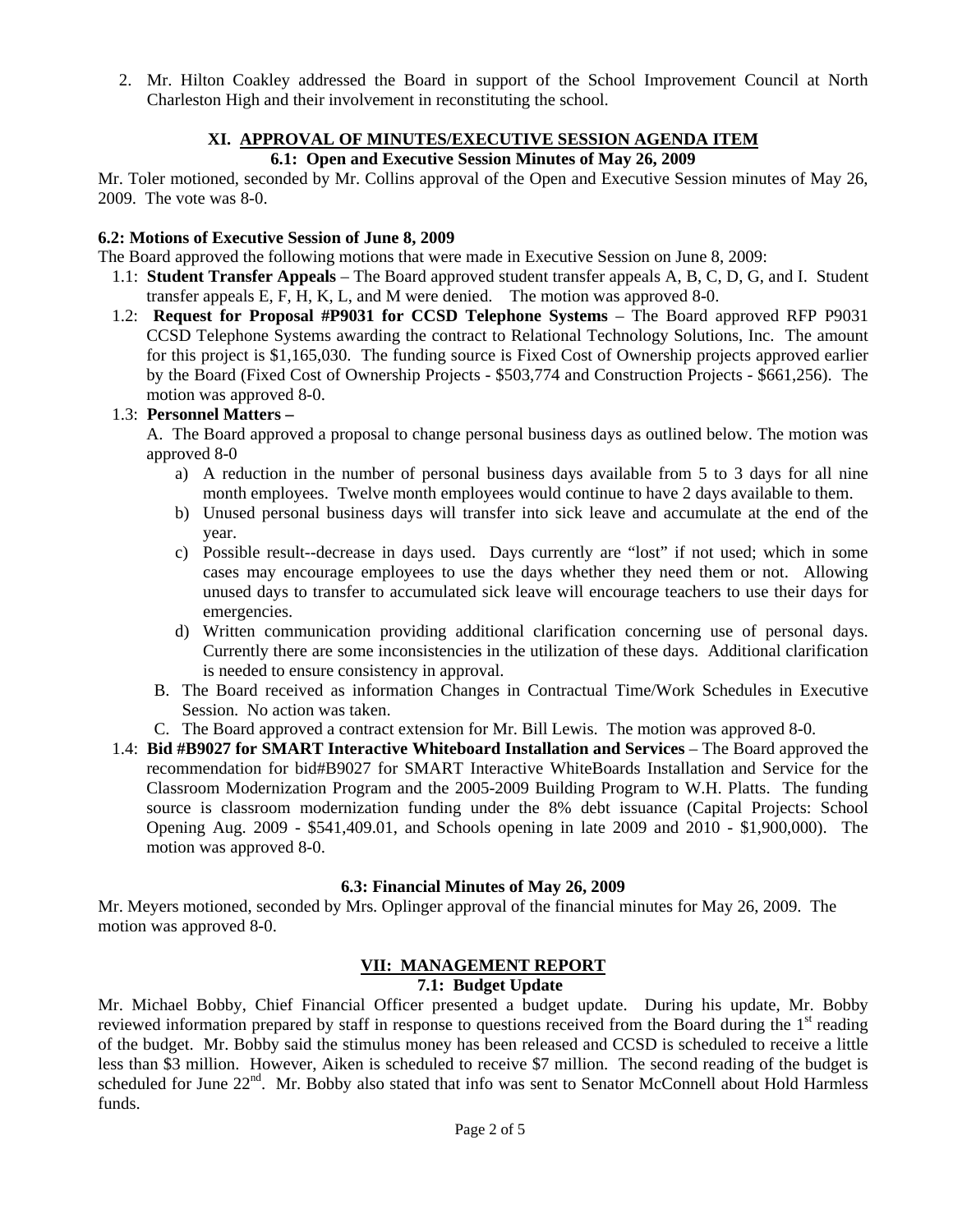2. Mr. Hilton Coakley addressed the Board in support of the School Improvement Council at North Charleston High and their involvement in reconstituting the school.

## XI. APPROVAL OF MINUTES/EXECUTIVE SESSION AGENDA ITEM

### 6.1: Open and Executive Session Minutes of May 26, 2009

Mr. Toler motioned, seconded by Mr. Collins approval of the Open and Executive Session minutes of May 26, 2009. The vote was 8-0.

**6.2: Motions of Executive Session of June 8, 2009**

The Board approved the following motions that were made in Executive Session on June 8, 2009:

1.1: **Student Transfer Appeals** – The Board approved student transfer appeals A, B, C, D, G, and I. Student transfer appeals E, F, H, K, L, and M were denied. The motion was approved 8-0.

1.2: **Request for Proposal #P9031 for CCSD Telephone Systems** – The Board approved RFP P9031 CCSD Telephone Systems awarding the contract to Relational Technology Solutions, Inc. The amount for this project is $1,165,030. The funding source is Fixed Cost of Ownership projects approved earlier by the Board (Fixed Cost of Ownership Projects - $503,774 and Construction Projects - $661,256). The motion was approved 8-0.

1.3: **Personnel Matters –**

A. The Board approved a proposal to change personal business days as outlined below. The motion was approved 8-0

a) A reduction in the number of personal business days available from 5 to 3 days for all nine month employees. Twelve month employees would continue to have 2 days available to them.

b) Unused personal business days will transfer into sick leave and accumulate at the end of the year.

c) Possible result--decrease in days used. Days currently are "lost" if not used; which in some cases may encourage employees to use the days whether they need them or not. Allowing unused days to transfer to accumulated sick leave will encourage teachers to use their days for emergencies.

d) Written communication providing additional clarification concerning use of personal days. Currently there are some inconsistencies in the utilization of these days. Additional clarification is needed to ensure consistency in approval.

B. The Board received as information Changes in Contractual Time/Work Schedules in Executive Session. No action was taken.

C. The Board approved a contract extension for Mr. Bill Lewis. The motion was approved 8-0.

1.4: **Bid #B9027 for SMART Interactive Whiteboard Installation and Services** – The Board approved the recommendation for bid#B9027 for SMART Interactive WhiteBoards Installation and Service for the Classroom Modernization Program and the 2005-2009 Building Program to W.H. Platts. The funding source is classroom modernization funding under the 8% debt issuance (Capital Projects: School Opening Aug. 2009 - $541,409.01, and Schools opening in late 2009 and 2010 - $1,900,000). The motion was approved 8-0.

### 6.3: Financial Minutes of May 26, 2009

Mr. Meyers motioned, seconded by Mrs. Oplinger approval of the financial minutes for May 26, 2009. The motion was approved 8-0.

## VII: MANAGEMENT REPORT

### 7.1: Budget Update

Mr. Michael Bobby, Chief Financial Officer presented a budget update. During his update, Mr. Bobby reviewed information prepared by staff in response to questions received from the Board during the 1st reading of the budget. Mr. Bobby said the stimulus money has been released and CCSD is scheduled to receive a little less than $3 million. However, Aiken is scheduled to receive $7 million. The second reading of the budget is scheduled for June 22nd. Mr. Bobby also stated that info was sent to Senator McConnell about Hold Harmless funds.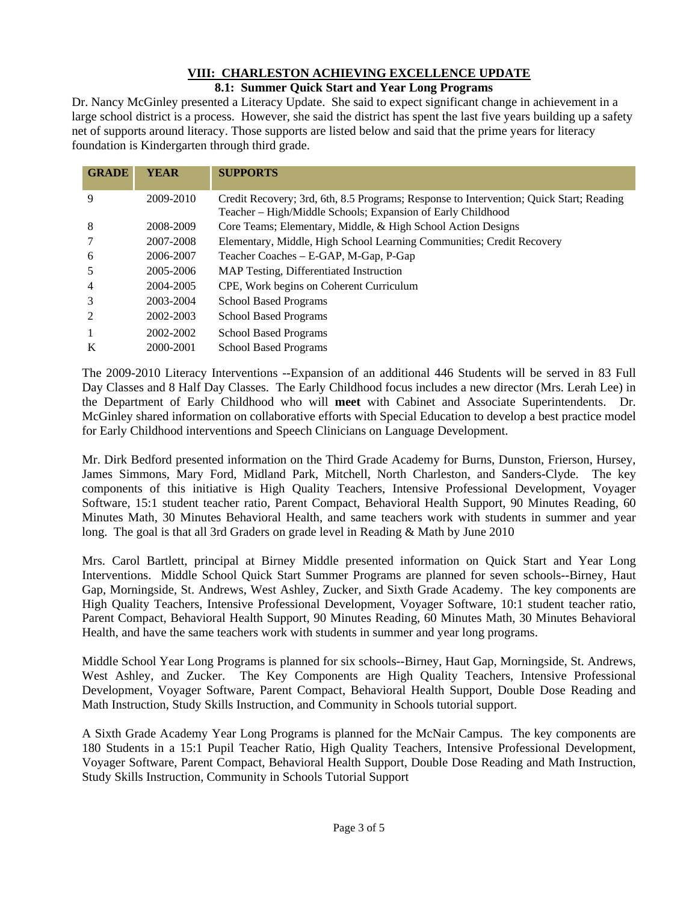## VIII: CHARLESTON ACHIEVING EXCELLENCE UPDATE

### 8.1: Summer Quick Start and Year Long Programs

Dr. Nancy McGinley presented a Literacy Update. She said to expect significant change in achievement in a large school district is a process. However, she said the district has spent the last five years building up a safety net of supports around literacy. Those supports are listed below and said that the prime years for literacy foundation is Kindergarten through third grade.

| GRADE | YEAR | SUPPORTS |
|---|---|---|
| 9 | 2009-2010 | Credit Recovery; 3rd, 6th, 8.5 Programs; Response to Intervention; Quick Start; Reading Teacher – High/Middle Schools; Expansion of Early Childhood |
| 8 | 2008-2009 | Core Teams; Elementary, Middle, & High School Action Designs |
| 7 | 2007-2008 | Elementary, Middle, High School Learning Communities; Credit Recovery |
| 6 | 2006-2007 | Teacher Coaches – E-GAP, M-Gap, P-Gap |
| 5 | 2005-2006 | MAP Testing, Differentiated Instruction |
| 4 | 2004-2005 | CPE, Work begins on Coherent Curriculum |
| 3 | 2003-2004 | School Based Programs |
| 2 | 2002-2003 | School Based Programs |
| 1 | 2002-2002 | School Based Programs |
| K | 2000-2001 | School Based Programs |

The 2009-2010 Literacy Interventions --Expansion of an additional 446 Students will be served in 83 Full Day Classes and 8 Half Day Classes. The Early Childhood focus includes a new director (Mrs. Lerah Lee) in the Department of Early Childhood who will **meet** with Cabinet and Associate Superintendents. Dr. McGinley shared information on collaborative efforts with Special Education to develop a best practice model for Early Childhood interventions and Speech Clinicians on Language Development.

Mr. Dirk Bedford presented information on the Third Grade Academy for Burns, Dunston, Frierson, Hursey, James Simmons, Mary Ford, Midland Park, Mitchell, North Charleston, and Sanders-Clyde. The key components of this initiative is High Quality Teachers, Intensive Professional Development, Voyager Software, 15:1 student teacher ratio, Parent Compact, Behavioral Health Support, 90 Minutes Reading, 60 Minutes Math, 30 Minutes Behavioral Health, and same teachers work with students in summer and year long. The goal is that all 3rd Graders on grade level in Reading & Math by June 2010

Mrs. Carol Bartlett, principal at Birney Middle presented information on Quick Start and Year Long Interventions. Middle School Quick Start Summer Programs are planned for seven schools--Birney, Haut Gap, Morningside, St. Andrews, West Ashley, Zucker, and Sixth Grade Academy. The key components are High Quality Teachers, Intensive Professional Development, Voyager Software, 10:1 student teacher ratio, Parent Compact, Behavioral Health Support, 90 Minutes Reading, 60 Minutes Math, 30 Minutes Behavioral Health, and have the same teachers work with students in summer and year long programs.

Middle School Year Long Programs is planned for six schools--Birney, Haut Gap, Morningside, St. Andrews, West Ashley, and Zucker. The Key Components are High Quality Teachers, Intensive Professional Development, Voyager Software, Parent Compact, Behavioral Health Support, Double Dose Reading and Math Instruction, Study Skills Instruction, and Community in Schools tutorial support.

A Sixth Grade Academy Year Long Programs is planned for the McNair Campus. The key components are 180 Students in a 15:1 Pupil Teacher Ratio, High Quality Teachers, Intensive Professional Development, Voyager Software, Parent Compact, Behavioral Health Support, Double Dose Reading and Math Instruction, Study Skills Instruction, Community in Schools Tutorial Support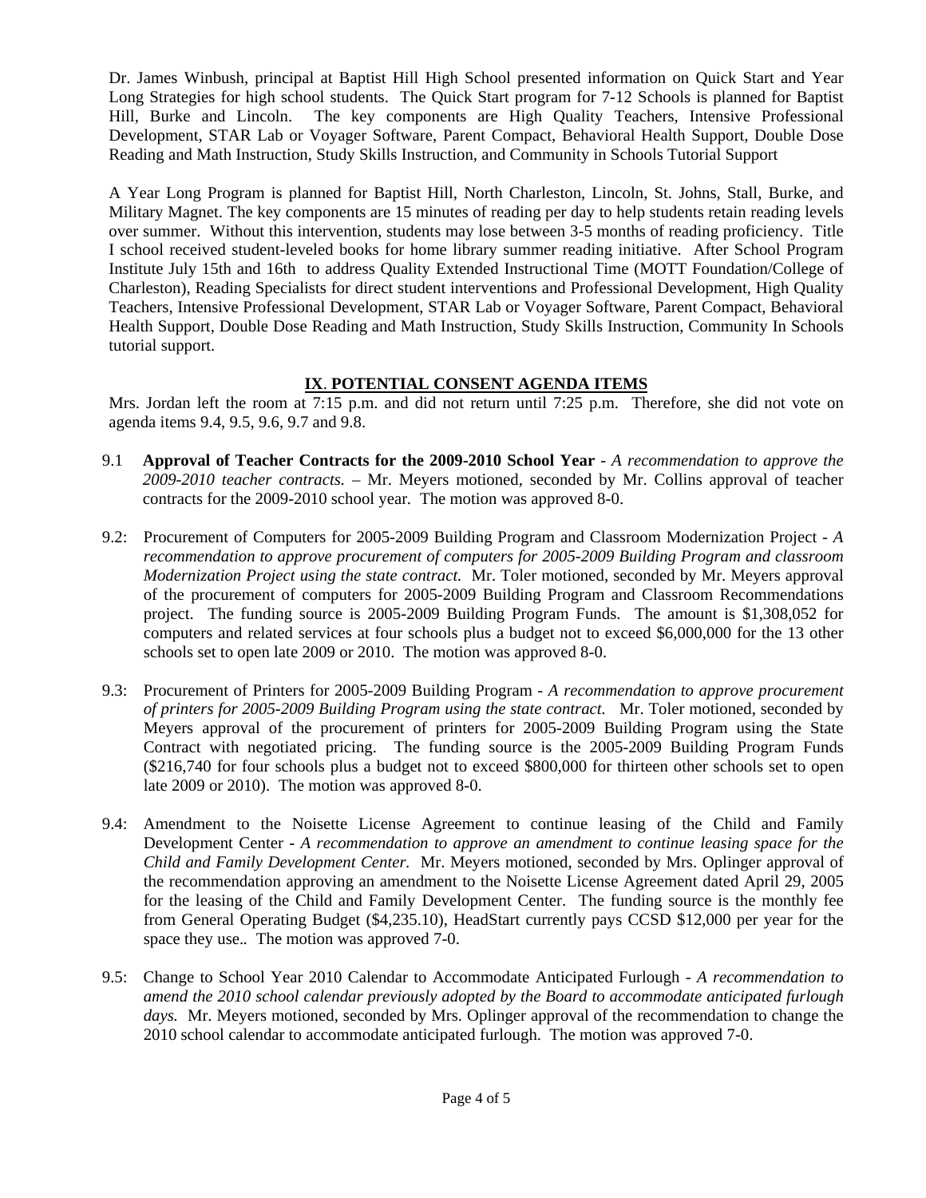Dr. James Winbush, principal at Baptist Hill High School presented information on Quick Start and Year Long Strategies for high school students. The Quick Start program for 7-12 Schools is planned for Baptist Hill, Burke and Lincoln. The key components are High Quality Teachers, Intensive Professional Development, STAR Lab or Voyager Software, Parent Compact, Behavioral Health Support, Double Dose Reading and Math Instruction, Study Skills Instruction, and Community in Schools Tutorial Support

A Year Long Program is planned for Baptist Hill, North Charleston, Lincoln, St. Johns, Stall, Burke, and Military Magnet. The key components are 15 minutes of reading per day to help students retain reading levels over summer. Without this intervention, students may lose between 3-5 months of reading proficiency. Title I school received student-leveled books for home library summer reading initiative. After School Program Institute July 15th and 16th to address Quality Extended Instructional Time (MOTT Foundation/College of Charleston), Reading Specialists for direct student interventions and Professional Development, High Quality Teachers, Intensive Professional Development, STAR Lab or Voyager Software, Parent Compact, Behavioral Health Support, Double Dose Reading and Math Instruction, Study Skills Instruction, Community In Schools tutorial support.

## IX. POTENTIAL CONSENT AGENDA ITEMS

Mrs. Jordan left the room at 7:15 p.m. and did not return until 7:25 p.m. Therefore, she did not vote on agenda items 9.4, 9.5, 9.6, 9.7 and 9.8.

9.1 **Approval of Teacher Contracts for the 2009-2010 School Year** - *A recommendation to approve the 2009-2010 teacher contracts.* – Mr. Meyers motioned, seconded by Mr. Collins approval of teacher contracts for the 2009-2010 school year. The motion was approved 8-0.

9.2: Procurement of Computers for 2005-2009 Building Program and Classroom Modernization Project - *A recommendation to approve procurement of computers for 2005-2009 Building Program and classroom Modernization Project using the state contract.* Mr. Toler motioned, seconded by Mr. Meyers approval of the procurement of computers for 2005-2009 Building Program and Classroom Recommendations project. The funding source is 2005-2009 Building Program Funds. The amount is $1,308,052 for computers and related services at four schools plus a budget not to exceed $6,000,000 for the 13 other schools set to open late 2009 or 2010. The motion was approved 8-0.

9.3: Procurement of Printers for 2005-2009 Building Program - *A recommendation to approve procurement of printers for 2005-2009 Building Program using the state contract.* Mr. Toler motioned, seconded by Meyers approval of the procurement of printers for 2005-2009 Building Program using the State Contract with negotiated pricing. The funding source is the 2005-2009 Building Program Funds ($216,740 for four schools plus a budget not to exceed $800,000 for thirteen other schools set to open late 2009 or 2010). The motion was approved 8-0.

9.4: Amendment to the Noisette License Agreement to continue leasing of the Child and Family Development Center - *A recommendation to approve an amendment to continue leasing space for the Child and Family Development Center.* Mr. Meyers motioned, seconded by Mrs. Oplinger approval of the recommendation approving an amendment to the Noisette License Agreement dated April 29, 2005 for the leasing of the Child and Family Development Center. The funding source is the monthly fee from General Operating Budget ($4,235.10), HeadStart currently pays CCSD $12,000 per year for the space they use.. The motion was approved 7-0.

9.5: Change to School Year 2010 Calendar to Accommodate Anticipated Furlough - *A recommendation to amend the 2010 school calendar previously adopted by the Board to accommodate anticipated furlough days.* Mr. Meyers motioned, seconded by Mrs. Oplinger approval of the recommendation to change the 2010 school calendar to accommodate anticipated furlough. The motion was approved 7-0.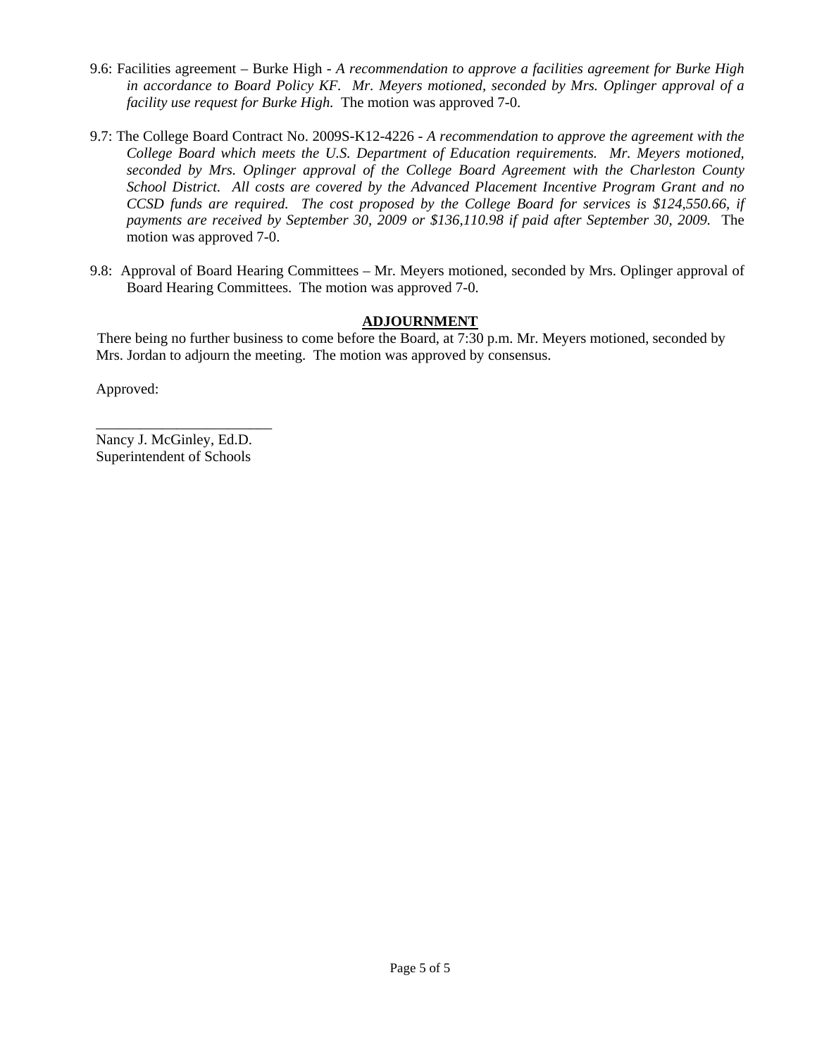9.6: Facilities agreement – Burke High - *A recommendation to approve a facilities agreement for Burke High in accordance to Board Policy KF. Mr. Meyers motioned, seconded by Mrs. Oplinger approval of a facility use request for Burke High.* The motion was approved 7-0.

9.7: The College Board Contract No. 2009S-K12-4226 - *A recommendation to approve the agreement with the College Board which meets the U.S. Department of Education requirements. Mr. Meyers motioned, seconded by Mrs. Oplinger approval of the College Board Agreement with the Charleston County School District. All costs are covered by the Advanced Placement Incentive Program Grant and no CCSD funds are required. The cost proposed by the College Board for services is $124,550.66, if payments are received by September 30, 2009 or $136,110.98 if paid after September 30, 2009.* The motion was approved 7-0.

9.8: Approval of Board Hearing Committees – Mr. Meyers motioned, seconded by Mrs. Oplinger approval of Board Hearing Committees. The motion was approved 7-0.

## ADJOURNMENT

There being no further business to come before the Board, at 7:30 p.m. Mr. Meyers motioned, seconded by Mrs. Jordan to adjourn the meeting. The motion was approved by consensus.

Approved:

_________________________
Nancy J. McGinley, Ed.D.
Superintendent of Schools